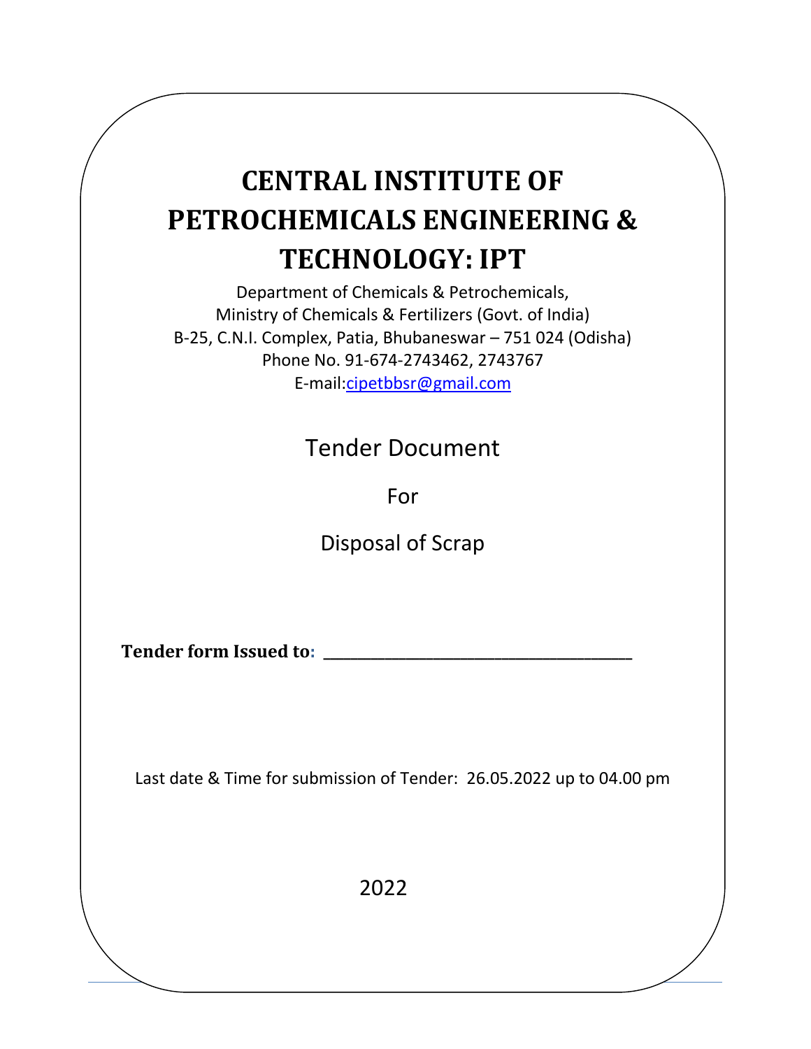# CENTRAL INSTITUTE OF PETROCHEMICALS ENGINEERING & TECHNOLOGY: IPT

Department of Chemicals & Petrochemicals,
Ministry of Chemicals & Fertilizers (Govt. of India)
B-25, C.N.I. Complex, Patia, Bhubaneswar – 751 024 (Odisha)
Phone No. 91-674-2743462, 2743767
E-mail:cipetbbsr@gmail.com

## Tender Document

For

Disposal of Scrap

**Tender form Issued to: ______________________________________**

Last date & Time for submission of Tender: 26.05.2022 up to 04.00 pm

2022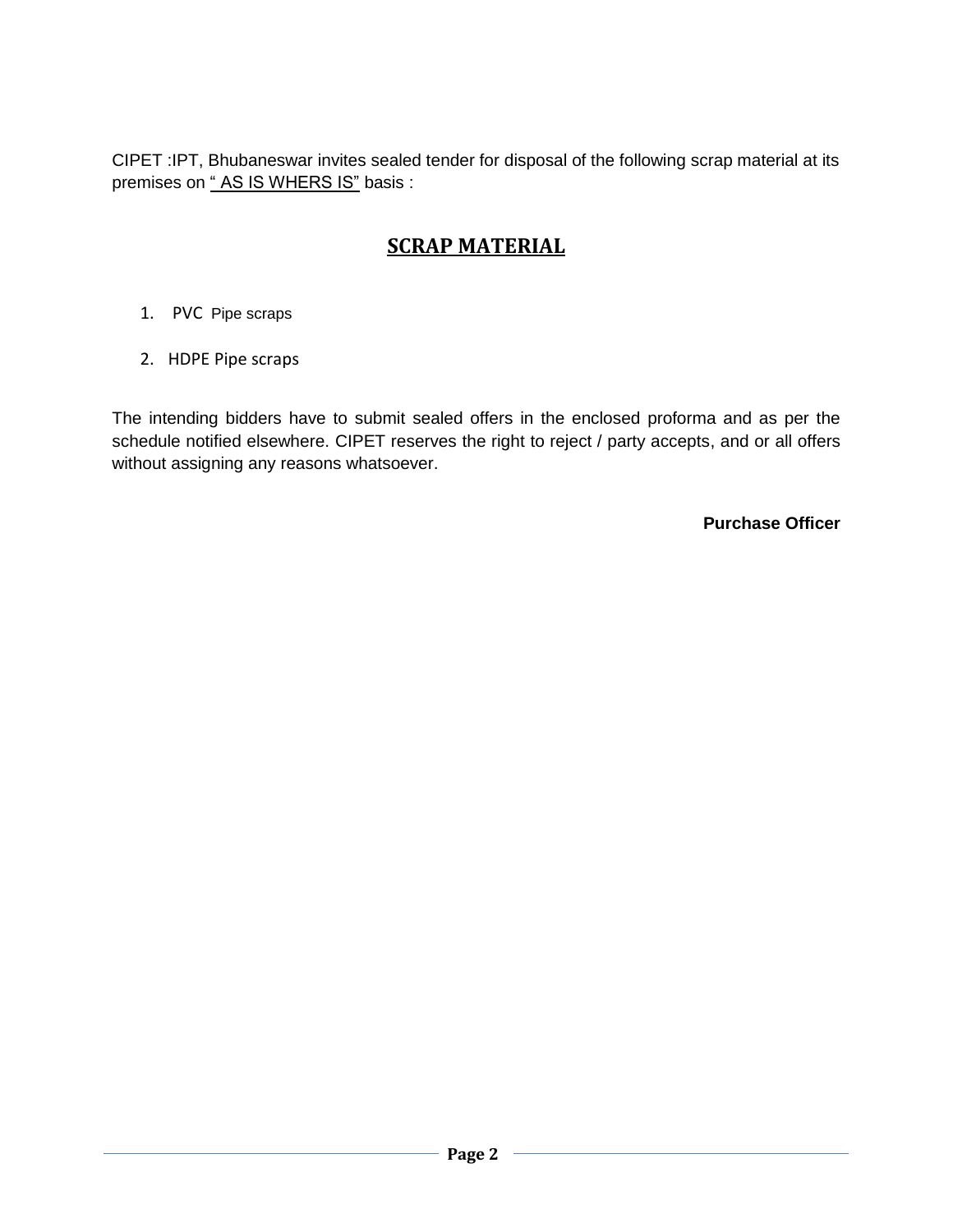CIPET :IPT, Bhubaneswar invites sealed tender for disposal of the following scrap material at its premises on “ AS IS WHERS IS” basis :

## SCRAP MATERIAL

1. PVC Pipe scraps
2. HDPE Pipe scraps

The intending bidders have to submit sealed offers in the enclosed proforma and as per the schedule notified elsewhere. CIPET reserves the right to reject / party accepts, and or all offers without assigning any reasons whatsoever.

**Purchase Officer**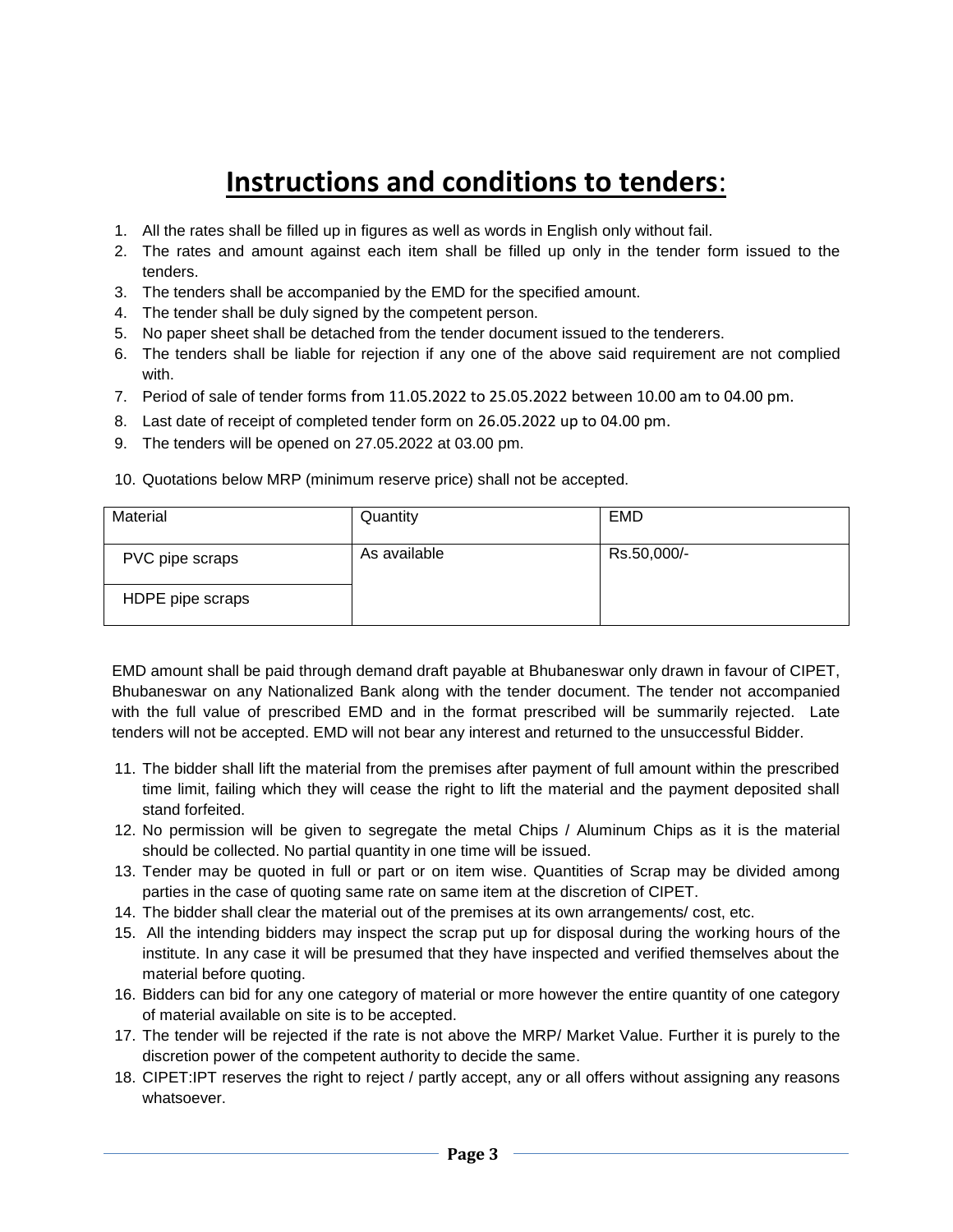# Instructions and conditions to tenders:

1. All the rates shall be filled up in figures as well as words in English only without fail.
2. The rates and amount against each item shall be filled up only in the tender form issued to the tenders.
3. The tenders shall be accompanied by the EMD for the specified amount.
4. The tender shall be duly signed by the competent person.
5. No paper sheet shall be detached from the tender document issued to the tenderers.
6. The tenders shall be liable for rejection if any one of the above said requirement are not complied with.
7. Period of sale of tender forms from 11.05.2022 to 25.05.2022 between 10.00 am to 04.00 pm.
8. Last date of receipt of completed tender form on 26.05.2022 up to 04.00 pm.
9. The tenders will be opened on 27.05.2022 at 03.00 pm.
10. Quotations below MRP (minimum reserve price) shall not be accepted.

| Material | Quantity | EMD |
|---|---|---|
| PVC pipe scraps | As available | Rs.50,000/- |
| HDPE pipe scraps | | |

EMD amount shall be paid through demand draft payable at Bhubaneswar only drawn in favour of CIPET, Bhubaneswar on any Nationalized Bank along with the tender document. The tender not accompanied with the full value of prescribed EMD and in the format prescribed will be summarily rejected. Late tenders will not be accepted. EMD will not bear any interest and returned to the unsuccessful Bidder.

11. The bidder shall lift the material from the premises after payment of full amount within the prescribed time limit, failing which they will cease the right to lift the material and the payment deposited shall stand forfeited.
12. No permission will be given to segregate the metal Chips / Aluminum Chips as it is the material should be collected. No partial quantity in one time will be issued.
13. Tender may be quoted in full or part or on item wise. Quantities of Scrap may be divided among parties in the case of quoting same rate on same item at the discretion of CIPET.
14. The bidder shall clear the material out of the premises at its own arrangements/ cost, etc.
15. All the intending bidders may inspect the scrap put up for disposal during the working hours of the institute. In any case it will be presumed that they have inspected and verified themselves about the material before quoting.
16. Bidders can bid for any one category of material or more however the entire quantity of one category of material available on site is to be accepted.
17. The tender will be rejected if the rate is not above the MRP/ Market Value. Further it is purely to the discretion power of the competent authority to decide the same.
18. CIPET:IPT reserves the right to reject / partly accept, any or all offers without assigning any reasons whatsoever.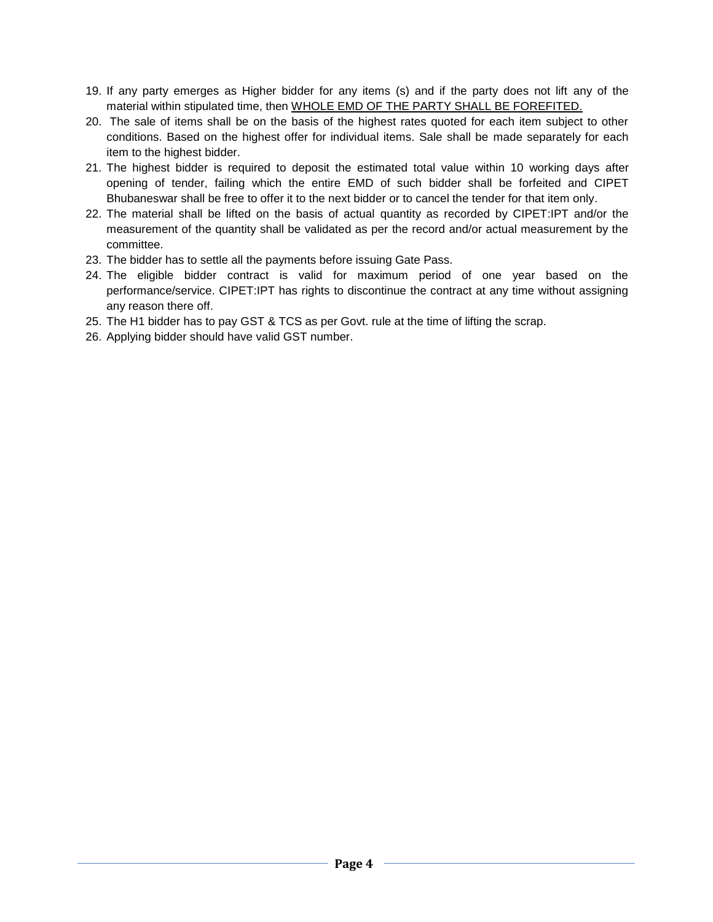19. If any party emerges as Higher bidder for any items (s) and if the party does not lift any of the material within stipulated time, then <u>WHOLE EMD OF THE PARTY SHALL BE FOREFITED.</u>
20. The sale of items shall be on the basis of the highest rates quoted for each item subject to other conditions. Based on the highest offer for individual items. Sale shall be made separately for each item to the highest bidder.
21. The highest bidder is required to deposit the estimated total value within 10 working days after opening of tender, failing which the entire EMD of such bidder shall be forfeited and CIPET Bhubaneswar shall be free to offer it to the next bidder or to cancel the tender for that item only.
22. The material shall be lifted on the basis of actual quantity as recorded by CIPET:IPT and/or the measurement of the quantity shall be validated as per the record and/or actual measurement by the committee.
23. The bidder has to settle all the payments before issuing Gate Pass.
24. The eligible bidder contract is valid for maximum period of one year based on the performance/service. CIPET:IPT has rights to discontinue the contract at any time without assigning any reason there off.
25. The H1 bidder has to pay GST & TCS as per Govt. rule at the time of lifting the scrap.
26. Applying bidder should have valid GST number.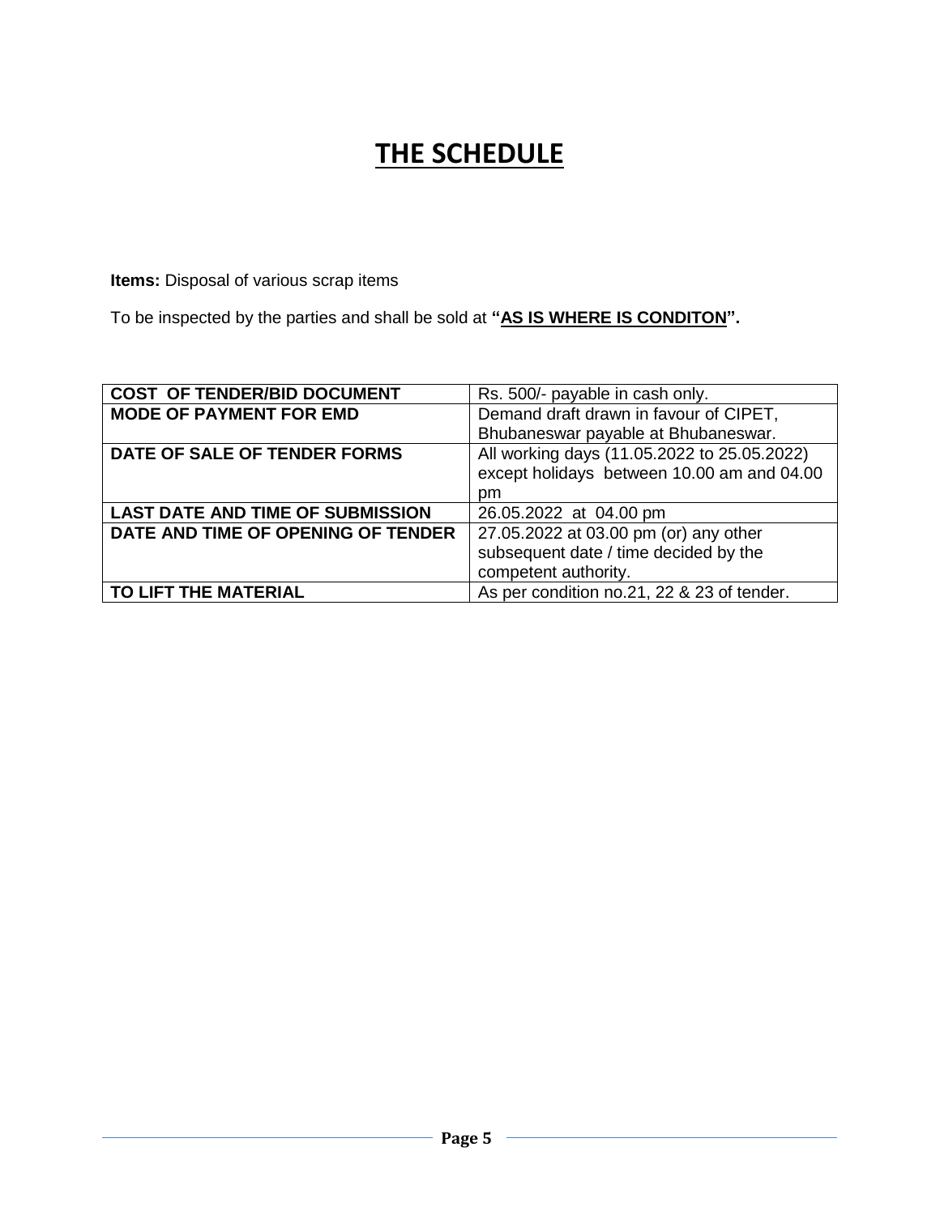# THE SCHEDULE

**Items:** Disposal of various scrap items

To be inspected by the parties and shall be sold at **"AS IS WHERE IS CONDITON".**

| COST OF TENDER/BID DOCUMENT | Rs. 500/- payable in cash only. |
|---|---|
| **MODE OF PAYMENT FOR EMD** | Demand draft drawn in favour of CIPET, Bhubaneswar payable at Bhubaneswar. |
| **DATE OF SALE OF TENDER FORMS** | All working days (11.05.2022 to 25.05.2022) except holidays between 10.00 am and 04.00 pm |
| **LAST DATE AND TIME OF SUBMISSION** | 26.05.2022 at 04.00 pm |
| **DATE AND TIME OF OPENING OF TENDER** | 27.05.2022 at 03.00 pm (or) any other subsequent date / time decided by the competent authority. |
| **TO LIFT THE MATERIAL** | As per condition no.21, 22 & 23 of tender. |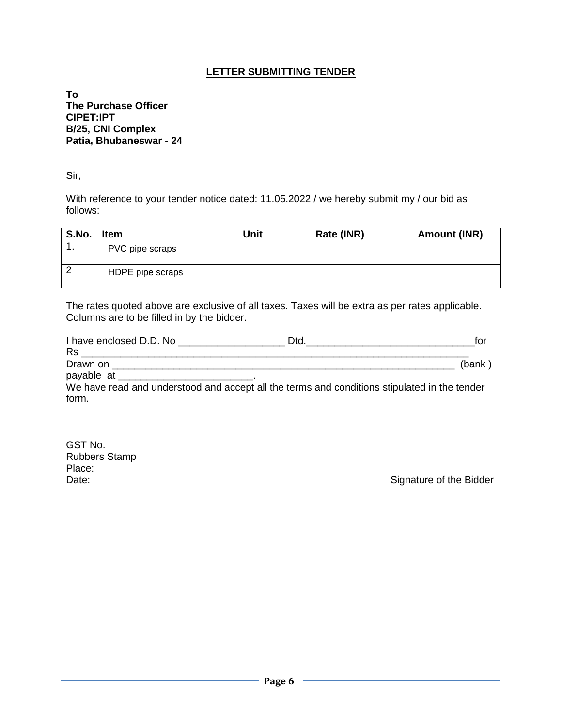## LETTER SUBMITTING TENDER

**To**
**The Purchase Officer**
**CIPET:IPT**
**B/25, CNI Complex**
**Patia, Bhubaneswar - 24**

Sir,

With reference to your tender notice dated: 11.05.2022 / we hereby submit my / our bid as follows:

| S.No. | Item | Unit | Rate (INR) | Amount (INR) |
|---|---|---|---|---|
| 1. | PVC pipe scraps | | | |
| 2 | HDPE pipe scraps | | | |

The rates quoted above are exclusive of all taxes. Taxes will be extra as per rates applicable. Columns are to be filled in by the bidder.

I have enclosed D.D. No ___________________ Dtd.______________________________for Rs ______________________________________________________________________
Drawn on ______________________________________________________________ (bank ) payable at ________________________.
We have read and understood and accept all the terms and conditions stipulated in the tender form.

GST No.
Rubbers Stamp
Place:
Date:

Signature of the Bidder